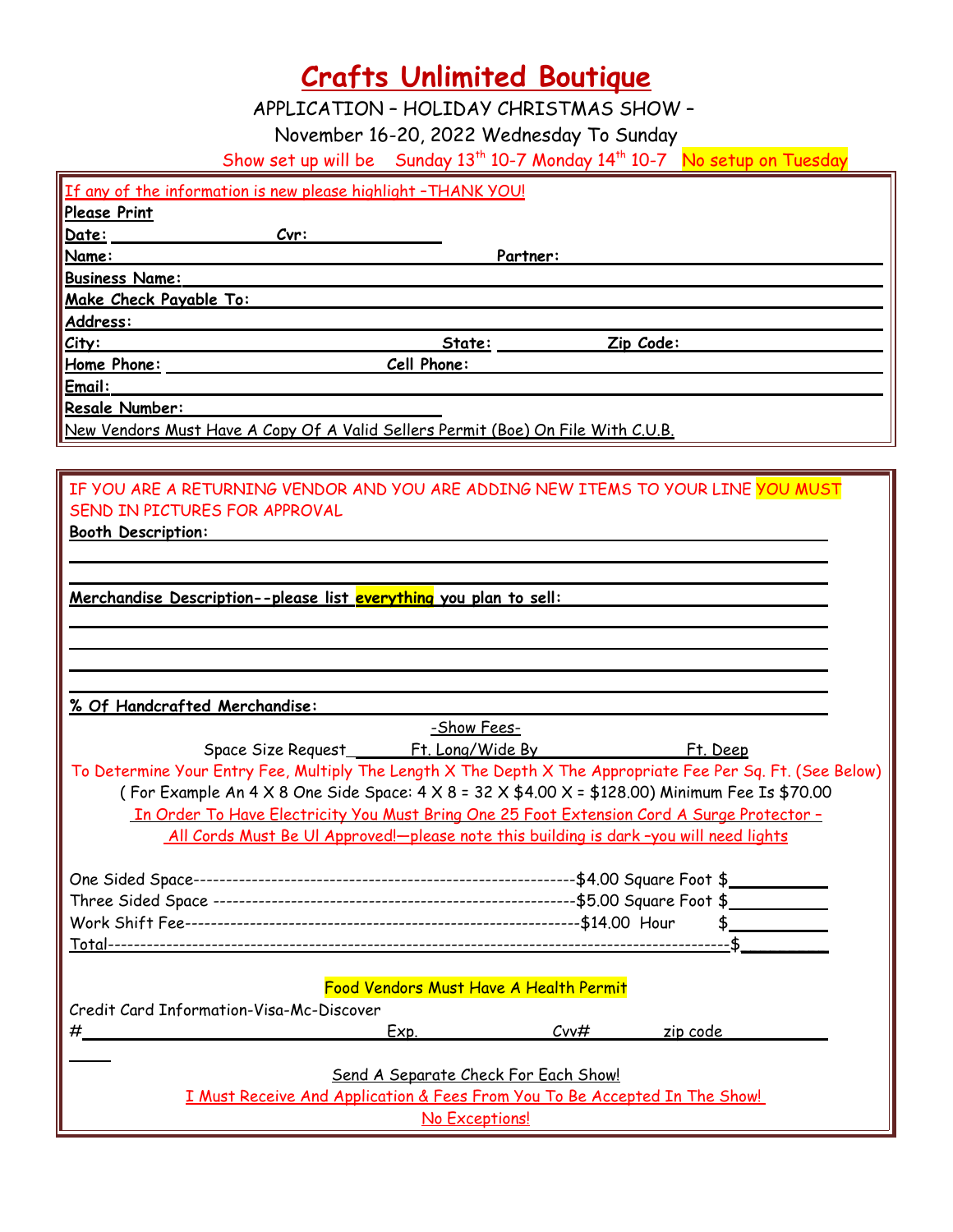# Crafts Unlimited Boutique

APPLICATION – HOLIDAY CHRISTMAS SHOW –

November 16-20, 2022 Wednesday To Sunday

Show set up will be Sunday 13th 10-7 Monday 14th 10-7 No setup on Tuesday

If any of the information is new please highlight –THANK YOU!

**Please Print**

**Date:** ____________ **Cvr:** ____________

**Name:** ____________ **Partner:** ____________

**Business Name:** ____________

**Make Check Payable To:** ____________

**Address:** ____________

**City:** ____________ **State:** ____________ **Zip Code:** ____________

**Home Phone:** ____________ **Cell Phone:** ____________

**Email:** ____________

**Resale Number:** ____________

New Vendors Must Have A Copy Of A Valid Sellers Permit (Boe) On File With C.U.B.

IF YOU ARE A RETURNING VENDOR AND YOU ARE ADDING NEW ITEMS TO YOUR LINE YOU MUST SEND IN PICTURES FOR APPROVAL

**Booth Description:** ____________

**Merchandise Description--please list everything you plan to sell:** ____________

**% Of Handcrafted Merchandise:** ____________

-Show Fees-

Space Size Request ______ Ft. Long/Wide By ______ Ft. Deep

To Determine Your Entry Fee, Multiply The Length X The Depth X The Appropriate Fee Per Sq. Ft. (See Below)

( For Example An 4 X 8 One Side Space: 4 X 8 = 32 X $4.00 X = $128.00) Minimum Fee Is $70.00

In Order To Have Electricity You Must Bring One 25 Foot Extension Cord A Surge Protector – All Cords Must Be Ul Approved!—please note this building is dark –you will need lights

One Sided Space------------------------------------------------------------$4.00 Square Foot $__________

Three Sided Space ---------------------------------------------------------$5.00 Square Foot $__________

Work Shift Fee--------------------------------------------------------------$14.00 Hour $__________

Total-------------------------------------------------------------------------------------------------$__________

Food Vendors Must Have A Health Permit

Credit Card Information-Visa-Mc-Discover

#____________ Exp. ____________ Cvv# ____________ zip code ____________

Send A Separate Check For Each Show!

I Must Receive And Application & Fees From You To Be Accepted In The Show!

No Exceptions!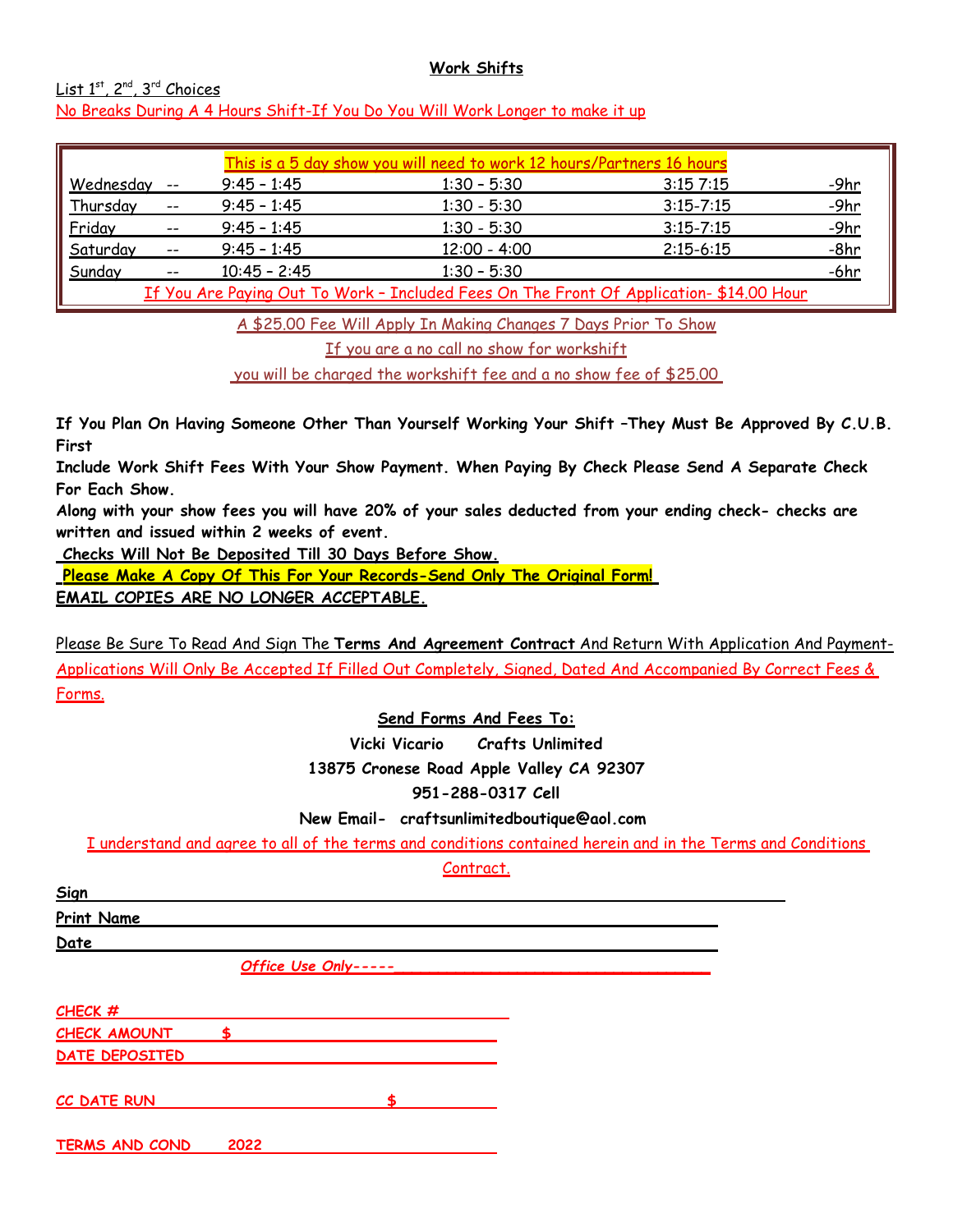## Work Shifts

List 1st, 2nd, 3rd Choices

No Breaks During A 4 Hours Shift-If You Do You Will Work Longer to make it up

| | | | | | |
|---|---|---|---|---|---|
| This is a 5 day show you will need to work 12 hours/Partners 16 hours | | | | | |
| Wednesday | -- | 9:45 – 1:45 | 1:30 – 5:30 | 3:15 7:15 | -9hr |
| Thursday | -- | 9:45 – 1:45 | 1:30 – 5:30 | 3:15-7:15 | -9hr |
| Friday | -- | 9:45 – 1:45 | 1:30 – 5:30 | 3:15-7:15 | -9hr |
| Saturday | -- | 9:45 – 1:45 | 12:00 - 4:00 | 2:15-6:15 | -8hr |
| Sunday | -- | 10:45 – 2:45 | 1:30 – 5:30 | | -6hr |
| If You Are Paying Out To Work – Included Fees On The Front Of Application- $14.00 Hour | | | | | |

A $25.00 Fee Will Apply In Making Changes 7 Days Prior To Show

If you are a no call no show for workshift

you will be charged the workshift fee and a no show fee of $25.00

**If You Plan On Having Someone Other Than Yourself Working Your Shift –They Must Be Approved By C.U.B. First**

**Include Work Shift Fees With Your Show Payment. When Paying By Check Please Send A Separate Check For Each Show.**

**Along with your show fees you will have 20% of your sales deducted from your ending check- checks are written and issued within 2 weeks of event.**

**Checks Will Not Be Deposited Till 30 Days Before Show.**

**Please Make A Copy Of This For Your Records-Send Only The Original Form!**

**EMAIL COPIES ARE NO LONGER ACCEPTABLE.**

Please Be Sure To Read And Sign The **Terms And Agreement Contract** And Return With Application And Payment-Applications Will Only Be Accepted If Filled Out Completely, Signed, Dated And Accompanied By Correct Fees & Forms.

**Send Forms And Fees To:**

**Vicki Vicario Crafts Unlimited**

**13875 Cronese Road Apple Valley CA 92307**

**951-288-0317 Cell**

**New Email- craftsunlimitedboutique@aol.com**

I understand and agree to all of the terms and conditions contained herein and in the Terms and Conditions Contract.

**Sign** \_\_\_\_\_\_\_\_\_\_\_\_\_\_\_\_\_\_\_\_\_\_\_\_\_\_\_\_\_\_\_\_\_\_\_\_\_\_\_\_

**Print Name** \_\_\_\_\_\_\_\_\_\_\_\_\_\_\_\_\_\_\_\_\_\_\_\_\_\_\_\_\_\_\_\_\_\_\_\_\_\_\_\_

**Date** \_\_\_\_\_\_\_\_\_\_\_\_\_\_\_\_\_\_\_\_\_\_\_\_\_\_\_\_\_\_\_\_\_\_\_\_\_\_\_\_

***Office Use Only-----***

**CHECK #** \_\_\_\_\_\_\_\_\_\_\_\_\_\_\_\_\_\_\_\_

**CHECK AMOUNT $** \_\_\_\_\_\_\_\_\_\_\_\_\_\_\_\_\_\_\_\_

**DATE DEPOSITED** \_\_\_\_\_\_\_\_\_\_\_\_\_\_\_\_\_\_\_\_

**CC DATE RUN** \_\_\_\_\_\_\_\_\_\_ **$** \_\_\_\_\_\_\_\_\_\_

**TERMS AND COND 2022** \_\_\_\_\_\_\_\_\_\_\_\_\_\_\_\_\_\_\_\_